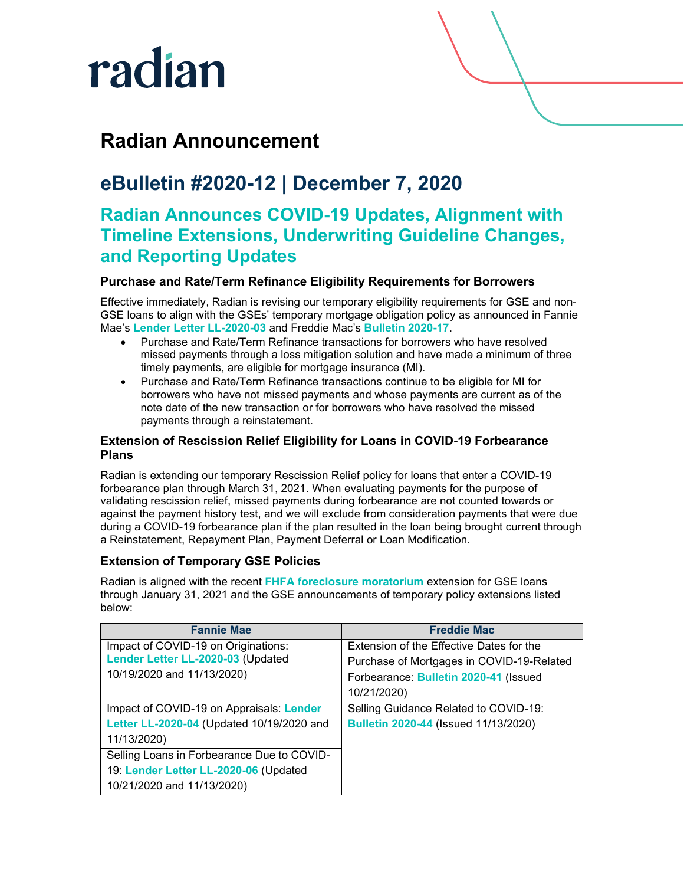radian

# Radian Announcement

## eBulletin #2020-12 | December 7, 2020

## Radian Announces COVID-19 Updates, Alignment with Timeline Extensions, Underwriting Guideline Changes, and Reporting Updates

### Purchase and Rate/Term Refinance Eligibility Requirements for Borrowers

Effective immediately, Radian is revising our temporary eligibility requirements for GSE and non-GSE loans to align with the GSEs' temporary mortgage obligation policy as announced in Fannie Mae's **Lender Letter LL-2020-03** and Freddie Mac's **Bulletin 2020-17**.

- Purchase and Rate/Term Refinance transactions for borrowers who have resolved missed payments through a loss mitigation solution and have made a minimum of three timely payments, are eligible for mortgage insurance (MI).
- Purchase and Rate/Term Refinance transactions continue to be eligible for MI for borrowers who have not missed payments and whose payments are current as of the note date of the new transaction or for borrowers who have resolved the missed payments through a reinstatement.

### Extension of Rescission Relief Eligibility for Loans in COVID-19 Forbearance Plans

Radian is extending our temporary Rescission Relief policy for loans that enter a COVID-19 forbearance plan through March 31, 2021. When evaluating payments for the purpose of validating rescission relief, missed payments during forbearance are not counted towards or against the payment history test, and we will exclude from consideration payments that were due during a COVID-19 forbearance plan if the plan resulted in the loan being brought current through a Reinstatement, Repayment Plan, Payment Deferral or Loan Modification.

### Extension of Temporary GSE Policies

Radian is aligned with the recent **FHFA foreclosure moratorium** extension for GSE loans through January 31, 2021 and the GSE announcements of temporary policy extensions listed below:

| Fannie Mae | Freddie Mac |
|---|---|
| Impact of COVID-19 on Originations: **Lender Letter LL-2020-03** (Updated 10/19/2020 and 11/13/2020) | Extension of the Effective Dates for the Purchase of Mortgages in COVID-19-Related Forbearance: **Bulletin 2020-41** (Issued 10/21/2020) |
| Impact of COVID-19 on Appraisals: **Lender Letter LL-2020-04** (Updated 10/19/2020 and 11/13/2020) | Selling Guidance Related to COVID-19: **Bulletin 2020-44** (Issued 11/13/2020) |
| Selling Loans in Forbearance Due to COVID-19: **Lender Letter LL-2020-06** (Updated 10/21/2020 and 11/13/2020) | |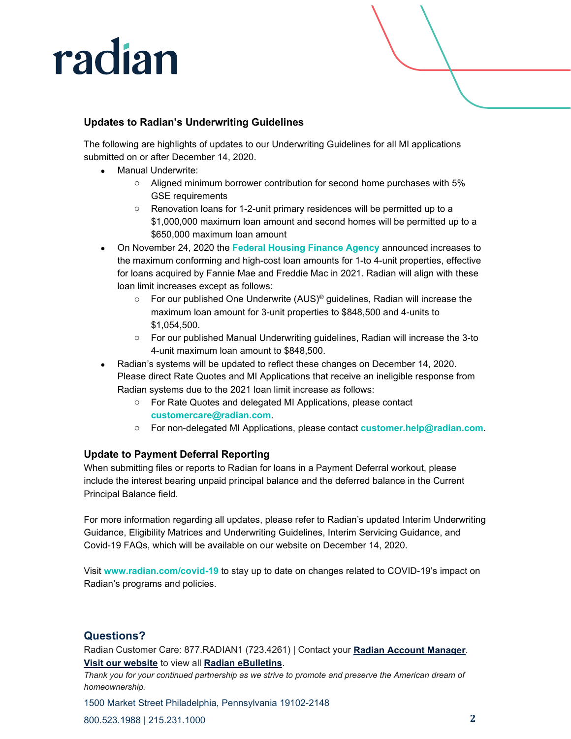radian

### Updates to Radian's Underwriting Guidelines

The following are highlights of updates to our Underwriting Guidelines for all MI applications submitted on or after December 14, 2020.

- Manual Underwrite:
  - Aligned minimum borrower contribution for second home purchases with 5% GSE requirements
  - Renovation loans for 1-2-unit primary residences will be permitted up to a $1,000,000 maximum loan amount and second homes will be permitted up to a $650,000 maximum loan amount
- On November 24, 2020 the **Federal Housing Finance Agency** announced increases to the maximum conforming and high-cost loan amounts for 1-to 4-unit properties, effective for loans acquired by Fannie Mae and Freddie Mac in 2021. Radian will align with these loan limit increases except as follows:
  - For our published One Underwrite (AUS)® guidelines, Radian will increase the maximum loan amount for 3-unit properties to $848,500 and 4-units to $1,054,500.
  - For our published Manual Underwriting guidelines, Radian will increase the 3-to 4-unit maximum loan amount to $848,500.
- Radian's systems will be updated to reflect these changes on December 14, 2020. Please direct Rate Quotes and MI Applications that receive an ineligible response from Radian systems due to the 2021 loan limit increase as follows:
  - For Rate Quotes and delegated MI Applications, please contact **customercare@radian.com**.
  - For non-delegated MI Applications, please contact **customer.help@radian.com**.

### Update to Payment Deferral Reporting

When submitting files or reports to Radian for loans in a Payment Deferral workout, please include the interest bearing unpaid principal balance and the deferred balance in the Current Principal Balance field.

For more information regarding all updates, please refer to Radian's updated Interim Underwriting Guidance, Eligibility Matrices and Underwriting Guidelines, Interim Servicing Guidance, and Covid-19 FAQs, which will be available on our website on December 14, 2020.

Visit **www.radian.com/covid-19** to stay up to date on changes related to COVID-19's impact on Radian's programs and policies.

## Questions?

Radian Customer Care: 877.RADIAN1 (723.4261) | Contact your **Radian Account Manager**.
**Visit our website** to view all **Radian eBulletins**.

*Thank you for your continued partnership as we strive to promote and preserve the American dream of homeownership.*

1500 Market Street Philadelphia, Pennsylvania 19102-2148

800.523.1988 | 215.231.1000